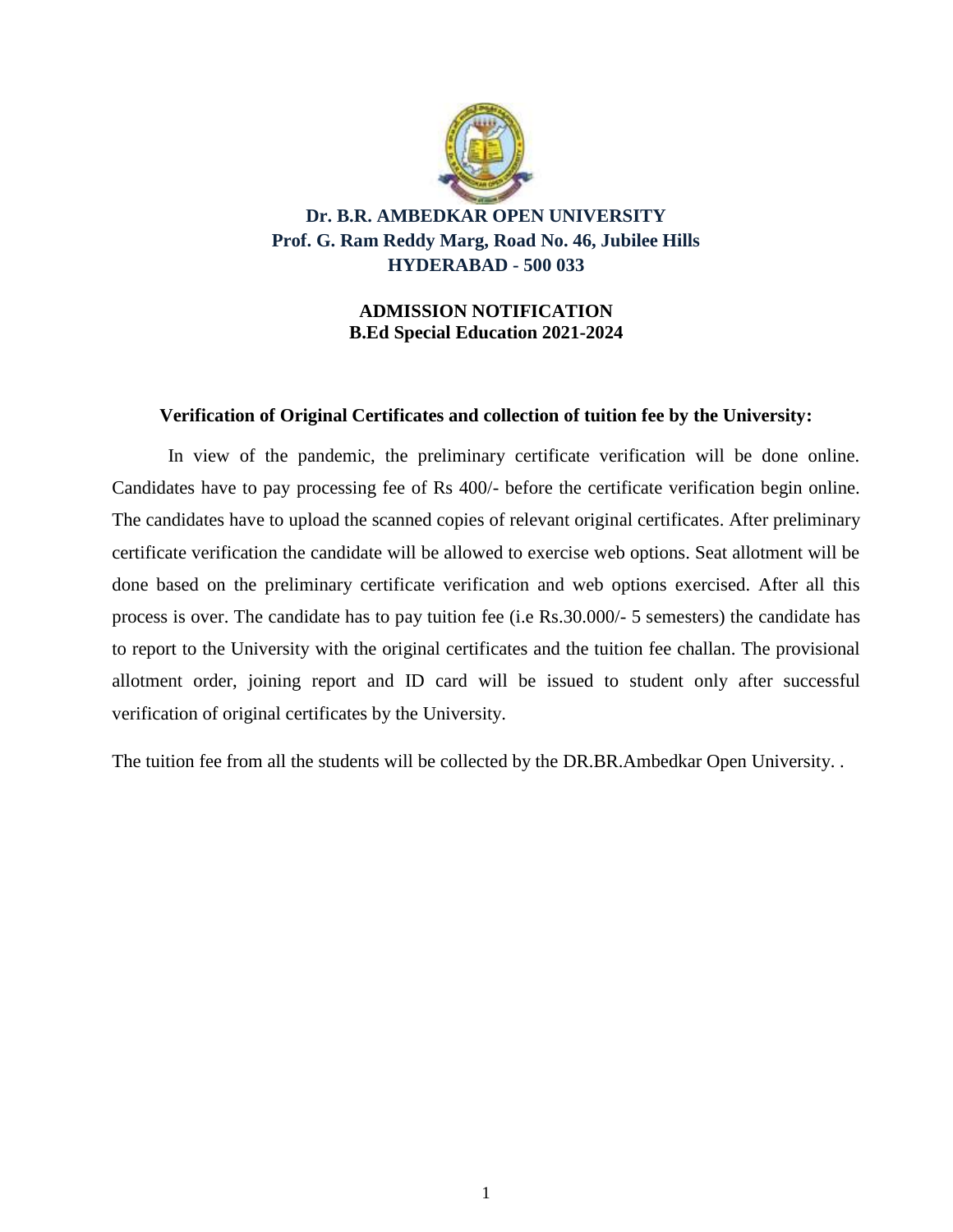# Dr. B.R. AMBEDKAR OPEN UNIVERSITY
## Prof. G. Ram Reddy Marg, Road No. 46, Jubilee Hills
## HYDERABAD - 500 033

### ADMISSION NOTIFICATION
### B.Ed Special Education 2021-2024

**Verification of Original Certificates and collection of tuition fee by the University:**

In view of the pandemic, the preliminary certificate verification will be done online. Candidates have to pay processing fee of Rs 400/- before the certificate verification begin online. The candidates have to upload the scanned copies of relevant original certificates. After preliminary certificate verification the candidate will be allowed to exercise web options. Seat allotment will be done based on the preliminary certificate verification and web options exercised. After all this process is over. The candidate has to pay tuition fee (i.e Rs.30.000/- 5 semesters) the candidate has to report to the University with the original certificates and the tuition fee challan. The provisional allotment order, joining report and ID card will be issued to student only after successful verification of original certificates by the University.

The tuition fee from all the students will be collected by the DR.BR.Ambedkar Open University. .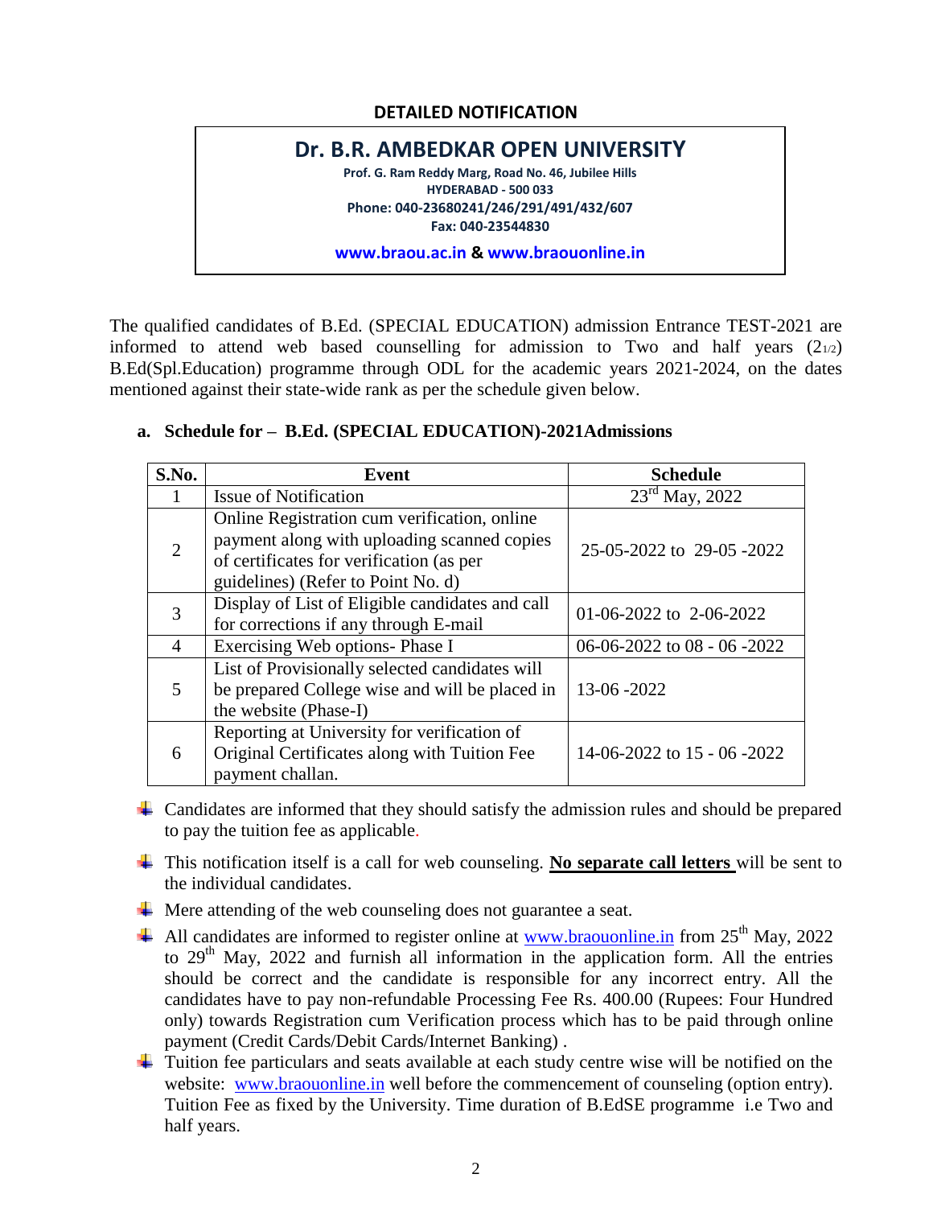## DETAILED NOTIFICATION

# Dr. B.R. AMBEDKAR OPEN UNIVERSITY

**Prof. G. Ram Reddy Marg, Road No. 46, Jubilee Hills**
**HYDERABAD - 500 033**
**Phone: 040-23680241/246/291/491/432/607**
**Fax: 040-23544830**

**www.braou.ac.in & www.braouonline.in**

The qualified candidates of B.Ed. (SPECIAL EDUCATION) admission Entrance TEST-2021 are informed to attend web based counselling for admission to Two and half years (2 1/2) B.Ed(Spl.Education) programme through ODL for the academic years 2021-2024, on the dates mentioned against their state-wide rank as per the schedule given below.

**a. Schedule for – B.Ed. (SPECIAL EDUCATION)-2021Admissions**

| S.No. | Event | Schedule |
|---|---|---|
| 1 | Issue of Notification | 23rd May, 2022 |
| 2 | Online Registration cum verification, online payment along with uploading scanned copies of certificates for verification (as per guidelines) (Refer to Point No. d) | 25-05-2022 to 29-05 -2022 |
| 3 | Display of List of Eligible candidates and call for corrections if any through E-mail | 01-06-2022 to 2-06-2022 |
| 4 | Exercising Web options- Phase I | 06-06-2022 to 08 - 06 -2022 |
| 5 | List of Provisionally selected candidates will be prepared College wise and will be placed in the website (Phase-I) | 13-06 -2022 |
| 6 | Reporting at University for verification of Original Certificates along with Tuition Fee payment challan. | 14-06-2022 to 15 - 06 -2022 |

- Candidates are informed that they should satisfy the admission rules and should be prepared to pay the tuition fee as applicable.
- This notification itself is a call for web counseling. **No separate call letters** will be sent to the individual candidates.
- Mere attending of the web counseling does not guarantee a seat.
- All candidates are informed to register online at www.braouonline.in from 25th May, 2022 to 29th May, 2022 and furnish all information in the application form. All the entries should be correct and the candidate is responsible for any incorrect entry. All the candidates have to pay non-refundable Processing Fee Rs. 400.00 (Rupees: Four Hundred only) towards Registration cum Verification process which has to be paid through online payment (Credit Cards/Debit Cards/Internet Banking) .
- Tuition fee particulars and seats available at each study centre wise will be notified on the website: www.braouonline.in well before the commencement of counseling (option entry). Tuition Fee as fixed by the University. Time duration of B.EdSE programme i.e Two and half years.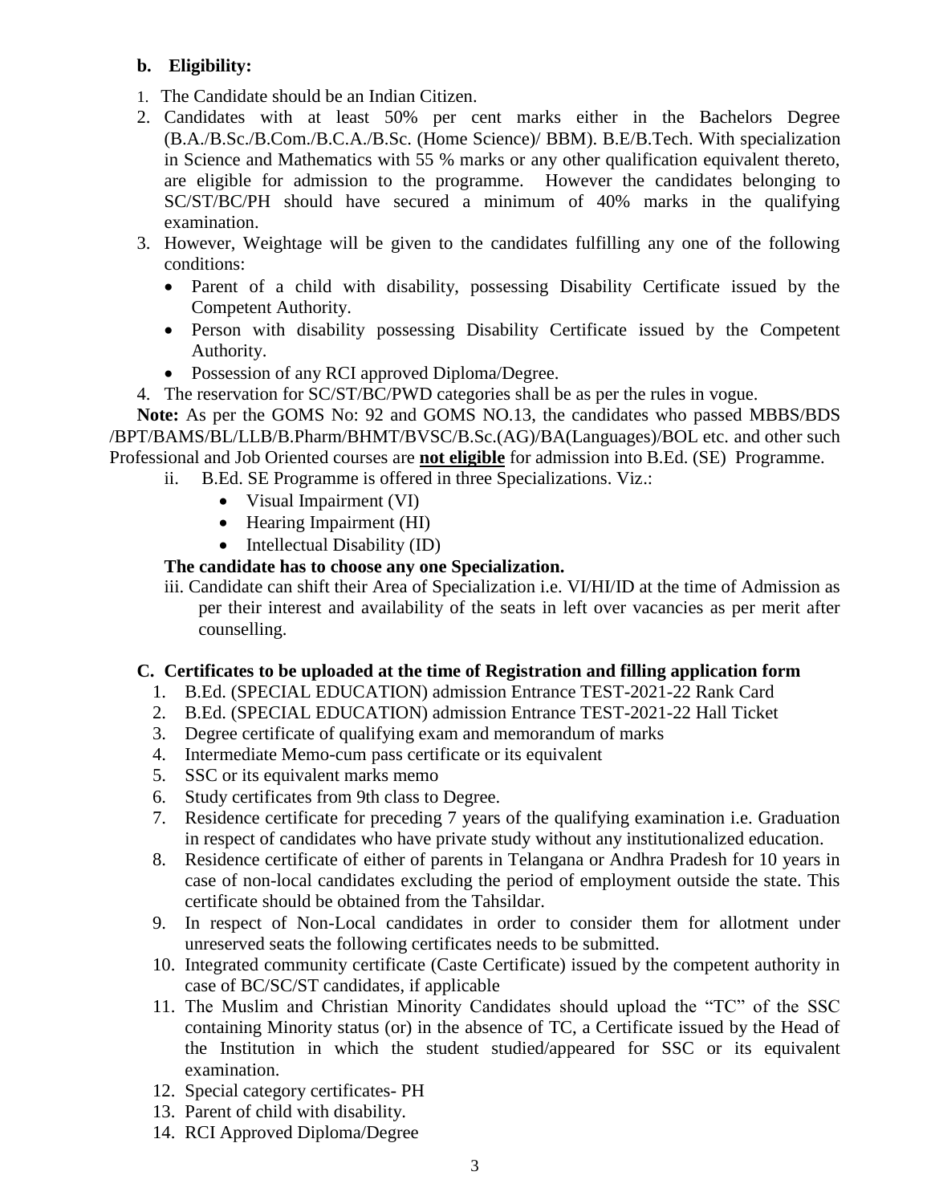**b. Eligibility:**

1. The Candidate should be an Indian Citizen.
2. Candidates with at least 50% per cent marks either in the Bachelors Degree (B.A./B.Sc./B.Com./B.C.A./B.Sc. (Home Science)/ BBM). B.E/B.Tech. With specialization in Science and Mathematics with 55 % marks or any other qualification equivalent thereto, are eligible for admission to the programme. However the candidates belonging to SC/ST/BC/PH should have secured a minimum of 40% marks in the qualifying examination.
3. However, Weightage will be given to the candidates fulfilling any one of the following conditions:
   - Parent of a child with disability, possessing Disability Certificate issued by the Competent Authority.
   - Person with disability possessing Disability Certificate issued by the Competent Authority.
   - Possession of any RCI approved Diploma/Degree.
4. The reservation for SC/ST/BC/PWD categories shall be as per the rules in vogue.

**Note:** As per the GOMS No: 92 and GOMS NO.13, the candidates who passed MBBS/BDS /BPT/BAMS/BL/LLB/B.Pharm/BHMT/BVSC/B.Sc.(AG)/BA(Languages)/BOL etc. and other such Professional and Job Oriented courses are **not eligible** for admission into B.Ed. (SE) Programme.

ii. B.Ed. SE Programme is offered in three Specializations. Viz.:

- Visual Impairment (VI)
- Hearing Impairment (HI)
- Intellectual Disability (ID)

**The candidate has to choose any one Specialization.**

iii. Candidate can shift their Area of Specialization i.e. VI/HI/ID at the time of Admission as per their interest and availability of the seats in left over vacancies as per merit after counselling.

**C. Certificates to be uploaded at the time of Registration and filling application form**

1. B.Ed. (SPECIAL EDUCATION) admission Entrance TEST-2021-22 Rank Card
2. B.Ed. (SPECIAL EDUCATION) admission Entrance TEST-2021-22 Hall Ticket
3. Degree certificate of qualifying exam and memorandum of marks
4. Intermediate Memo-cum pass certificate or its equivalent
5. SSC or its equivalent marks memo
6. Study certificates from 9th class to Degree.
7. Residence certificate for preceding 7 years of the qualifying examination i.e. Graduation in respect of candidates who have private study without any institutionalized education.
8. Residence certificate of either of parents in Telangana or Andhra Pradesh for 10 years in case of non-local candidates excluding the period of employment outside the state. This certificate should be obtained from the Tahsildar.
9. In respect of Non-Local candidates in order to consider them for allotment under unreserved seats the following certificates needs to be submitted.
10. Integrated community certificate (Caste Certificate) issued by the competent authority in case of BC/SC/ST candidates, if applicable
11. The Muslim and Christian Minority Candidates should upload the "TC" of the SSC containing Minority status (or) in the absence of TC, a Certificate issued by the Head of the Institution in which the student studied/appeared for SSC or its equivalent examination.
12. Special category certificates- PH
13. Parent of child with disability.
14. RCI Approved Diploma/Degree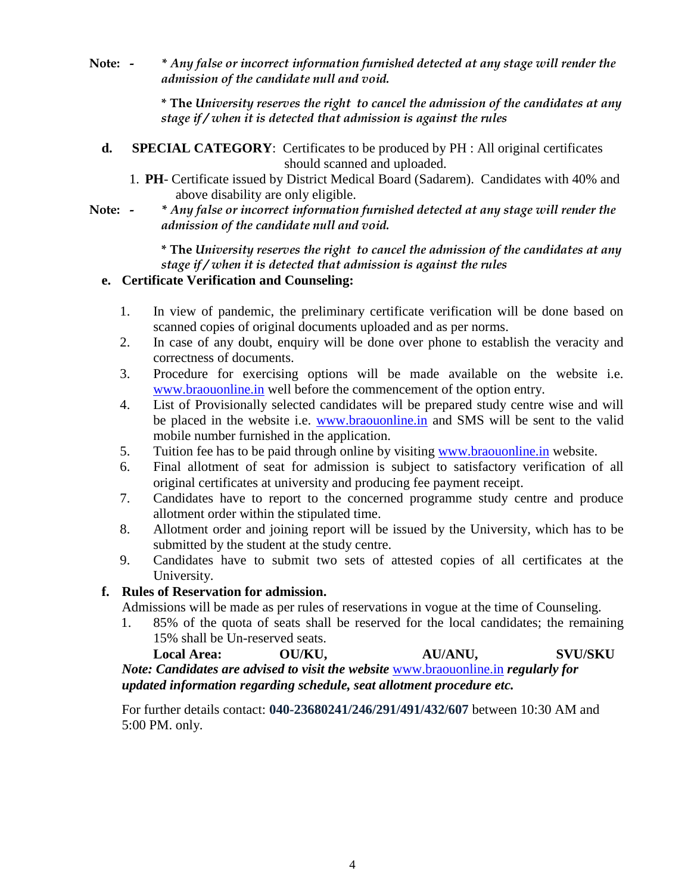**Note: -** *\* Any false or incorrect information furnished detected at any stage will render the admission of the candidate null and void.*

*\* **The** University reserves the right to cancel the admission of the candidates at any stage if / when it is detected that admission is against the rules*

**d. SPECIAL CATEGORY**: Certificates to be produced by PH : All original certificates should scanned and uploaded.

1. **PH**- Certificate issued by District Medical Board (Sadarem). Candidates with 40% and above disability are only eligible.

**Note: -** *\* Any false or incorrect information furnished detected at any stage will render the admission of the candidate null and void.*

*\* **The** University reserves the right to cancel the admission of the candidates at any stage if / when it is detected that admission is against the rules*

**e. Certificate Verification and Counseling:**

1. In view of pandemic, the preliminary certificate verification will be done based on scanned copies of original documents uploaded and as per norms.
2. In case of any doubt, enquiry will be done over phone to establish the veracity and correctness of documents.
3. Procedure for exercising options will be made available on the website i.e. www.braouonline.in well before the commencement of the option entry.
4. List of Provisionally selected candidates will be prepared study centre wise and will be placed in the website i.e. www.braouonline.in and SMS will be sent to the valid mobile number furnished in the application.
5. Tuition fee has to be paid through online by visiting www.braouonline.in website.
6. Final allotment of seat for admission is subject to satisfactory verification of all original certificates at university and producing fee payment receipt.
7. Candidates have to report to the concerned programme study centre and produce allotment order within the stipulated time.
8. Allotment order and joining report will be issued by the University, which has to be submitted by the student at the study centre.
9. Candidates have to submit two sets of attested copies of all certificates at the University.

**f. Rules of Reservation for admission.**

Admissions will be made as per rules of reservations in vogue at the time of Counseling.

1. 85% of the quota of seats shall be reserved for the local candidates; the remaining 15% shall be Un-reserved seats.

**Local Area: OU/KU, AU/ANU, SVU/SKU**

***Note: Candidates are advised to visit the website*** www.braouonline.in ***regularly for updated information regarding schedule, seat allotment procedure etc.***

For further details contact: **040-23680241/246/291/491/432/607** between 10:30 AM and 5:00 PM. only.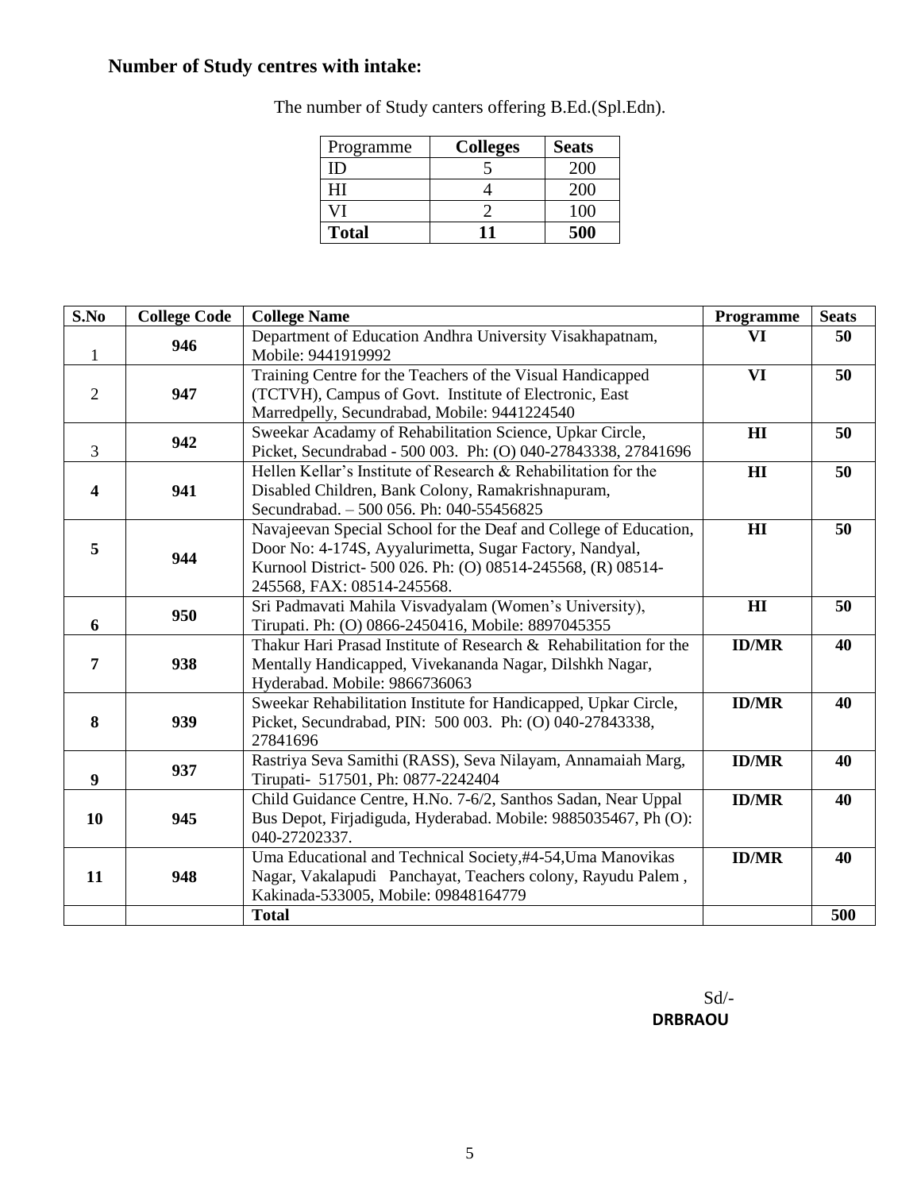## Number of Study centres with intake:

The number of Study canters offering B.Ed.(Spl.Edn).

| Programme | **Colleges** | **Seats** |
|---|---|---|
| ID | 5 | 200 |
| HI | 4 | 200 |
| VI | 2 | 100 |
| **Total** | **11** | **500** |

| S.No | College Code | College Name | Programme | Seats |
|---|---|---|---|---|
| 1 | **946** | Department of Education Andhra University Visakhapatnam, Mobile: 9441919992 | **VI** | **50** |
| 2 | **947** | Training Centre for the Teachers of the Visual Handicapped (TCTVH), Campus of Govt. Institute of Electronic, East Marredpelly, Secundrabad, Mobile: 9441224540 | **VI** | **50** |
| 3 | **942** | Sweekar Acadamy of Rehabilitation Science, Upkar Circle, Picket, Secundrabad - 500 003. Ph: (O) 040-27843338, 27841696 | **HI** | **50** |
| **4** | **941** | Hellen Kellar's Institute of Research & Rehabilitation for the Disabled Children, Bank Colony, Ramakrishnapuram, Secundrabad. – 500 056. Ph: 040-55456825 | **HI** | **50** |
| **5** | **944** | Navajeevan Special School for the Deaf and College of Education, Door No: 4-174S, Ayyalurimetta, Sugar Factory, Nandyal, Kurnool District- 500 026. Ph: (O) 08514-245568, (R) 08514-245568, FAX: 08514-245568. | **HI** | **50** |
| **6** | **950** | Sri Padmavati Mahila Visvadyalam (Women's University), Tirupati. Ph: (O) 0866-2450416, Mobile: 8897045355 | **HI** | **50** |
| **7** | **938** | Thakur Hari Prasad Institute of Research & Rehabilitation for the Mentally Handicapped, Vivekananda Nagar, Dilshkh Nagar, Hyderabad. Mobile: 9866736063 | **ID/MR** | **40** |
| **8** | **939** | Sweekar Rehabilitation Institute for Handicapped, Upkar Circle, Picket, Secundrabad, PIN: 500 003. Ph: (O) 040-27843338, 27841696 | **ID/MR** | **40** |
| **9** | **937** | Rastriya Seva Samithi (RASS), Seva Nilayam, Annamaiah Marg, Tirupati- 517501, Ph: 0877-2242404 | **ID/MR** | **40** |
| **10** | **945** | Child Guidance Centre, H.No. 7-6/2, Santhos Sadan, Near Uppal Bus Depot, Firjadiguda, Hyderabad. Mobile: 9885035467, Ph (O): 040-27202337. | **ID/MR** | **40** |
| **11** | **948** | Uma Educational and Technical Society,#4-54,Uma Manovikas Nagar, Vakalapudi Panchayat, Teachers colony, Rayudu Palem , Kakinada-533005, Mobile: 09848164779 | **ID/MR** | **40** |
| | | **Total** | | **500** |

Sd/-
**DRBRAOU**